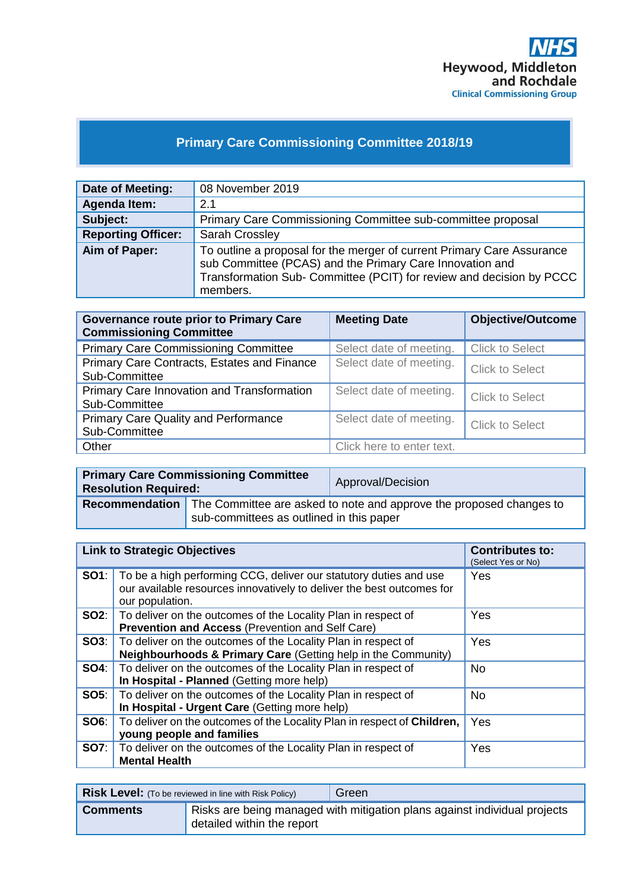**NHS**
**Heywood, Middleton and Rochdale**
**Clinical Commissioning Group**

# Primary Care Commissioning Committee 2018/19

| | |
|---|---|
| **Date of Meeting:** | 08 November 2019 |
| **Agenda Item:** | 2.1 |
| **Subject:** | Primary Care Commissioning Committee sub-committee proposal |
| **Reporting Officer:** | Sarah Crossley |
| **Aim of Paper:** | To outline a proposal for the merger of current Primary Care Assurance sub Committee (PCAS) and the Primary Care Innovation and Transformation Sub- Committee (PCIT) for review and decision by PCCC members. |

| Governance route prior to Primary Care Commissioning Committee | Meeting Date | Objective/Outcome |
|---|---|---|
| Primary Care Commissioning Committee | Select date of meeting. | Click to Select |
| Primary Care Contracts, Estates and Finance Sub-Committee | Select date of meeting. | Click to Select |
| Primary Care Innovation and Transformation Sub-Committee | Select date of meeting. | Click to Select |
| Primary Care Quality and Performance Sub-Committee | Select date of meeting. | Click to Select |
| Other | Click here to enter text. | |

| | |
|---|---|
| **Primary Care Commissioning Committee Resolution Required:** | Approval/Decision |
| **Recommendation** | The Committee are asked to note and approve the proposed changes to sub-committees as outlined in this paper |

| Link to Strategic Objectives | | Contributes to: (Select Yes or No) |
|---|---|---|
| **SO1**: | To be a high performing CCG, deliver our statutory duties and use our available resources innovatively to deliver the best outcomes for our population. | Yes |
| **SO2**: | To deliver on the outcomes of the Locality Plan in respect of **Prevention and Access** (Prevention and Self Care) | Yes |
| **SO3**: | To deliver on the outcomes of the Locality Plan in respect of **Neighbourhoods & Primary Care** (Getting help in the Community) | Yes |
| **SO4**: | To deliver on the outcomes of the Locality Plan in respect of **In Hospital - Planned** (Getting more help) | No |
| **SO5**: | To deliver on the outcomes of the Locality Plan in respect of **In Hospital - Urgent Care** (Getting more help) | No |
| **SO6**: | To deliver on the outcomes of the Locality Plan in respect of **Children, young people and families** | Yes |
| **SO7**: | To deliver on the outcomes of the Locality Plan in respect of **Mental Health** | Yes |

| | |
|---|---|
| **Risk Level:** (To be reviewed in line with Risk Policy) | Green |
| **Comments** | Risks are being managed with mitigation plans against individual projects detailed within the report |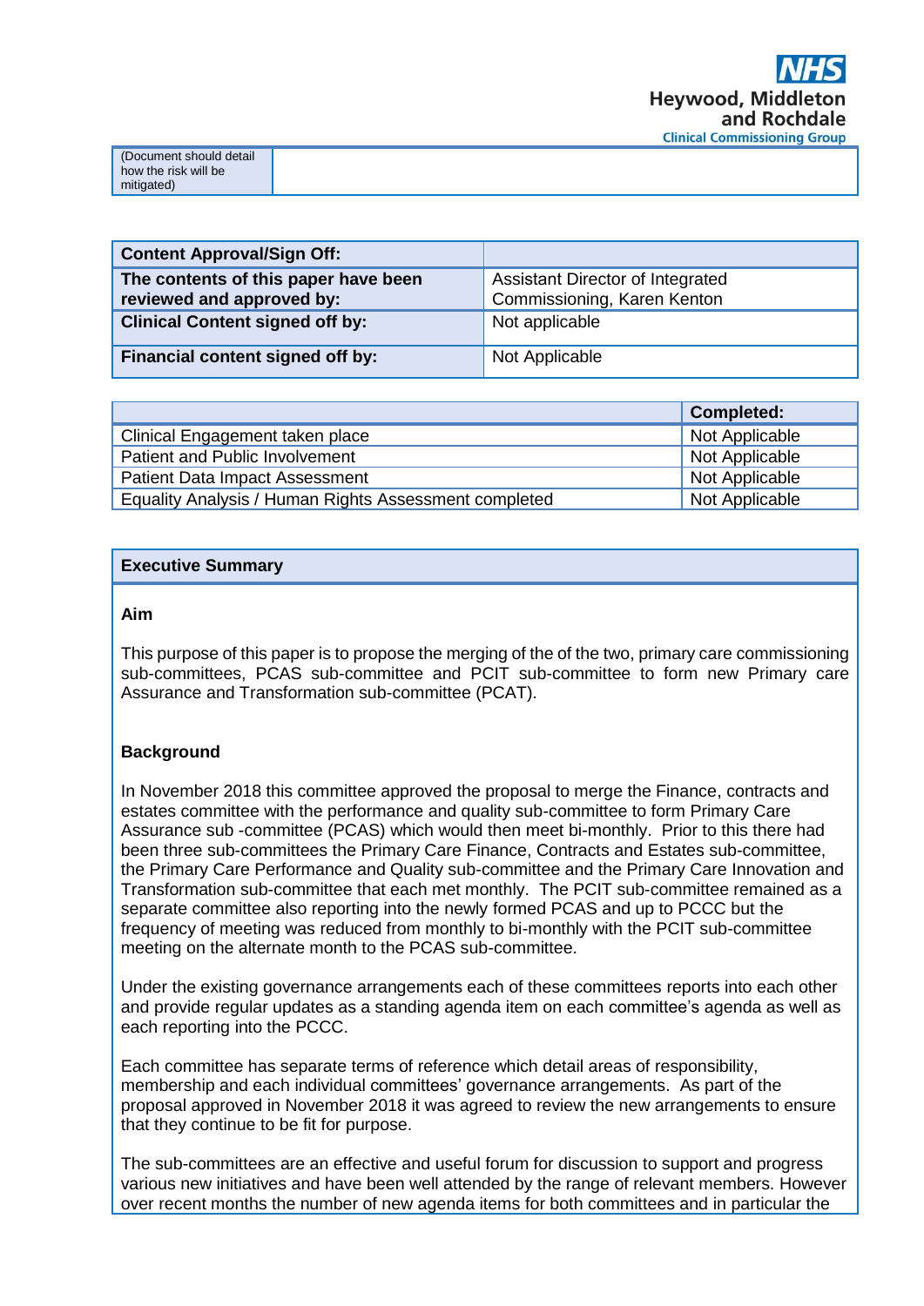| | |
|---|---|
| (Document should detail how the risk will be mitigated) | |

| Content Approval/Sign Off: | |
|---|---|
| **The contents of this paper have been reviewed and approved by:** | Assistant Director of Integrated Commissioning, Karen Kenton |
| **Clinical Content signed off by:** | Not applicable |
| **Financial content signed off by:** | Not Applicable |

| | Completed: |
|---|---|
| Clinical Engagement taken place | Not Applicable |
| Patient and Public Involvement | Not Applicable |
| Patient Data Impact Assessment | Not Applicable |
| Equality Analysis / Human Rights Assessment completed | Not Applicable |

## Executive Summary

### Aim

This purpose of this paper is to propose the merging of the of the two, primary care commissioning sub-committees, PCAS sub-committee and PCIT sub-committee to form new Primary care Assurance and Transformation sub-committee (PCAT).

### Background

In November 2018 this committee approved the proposal to merge the Finance, contracts and estates committee with the performance and quality sub-committee to form Primary Care Assurance sub -committee (PCAS) which would then meet bi-monthly. Prior to this there had been three sub-committees the Primary Care Finance, Contracts and Estates sub-committee, the Primary Care Performance and Quality sub-committee and the Primary Care Innovation and Transformation sub-committee that each met monthly. The PCIT sub-committee remained as a separate committee also reporting into the newly formed PCAS and up to PCCC but the frequency of meeting was reduced from monthly to bi-monthly with the PCIT sub-committee meeting on the alternate month to the PCAS sub-committee.

Under the existing governance arrangements each of these committees reports into each other and provide regular updates as a standing agenda item on each committee's agenda as well as each reporting into the PCCC.

Each committee has separate terms of reference which detail areas of responsibility, membership and each individual committees' governance arrangements. As part of the proposal approved in November 2018 it was agreed to review the new arrangements to ensure that they continue to be fit for purpose.

The sub-committees are an effective and useful forum for discussion to support and progress various new initiatives and have been well attended by the range of relevant members. However over recent months the number of new agenda items for both committees and in particular the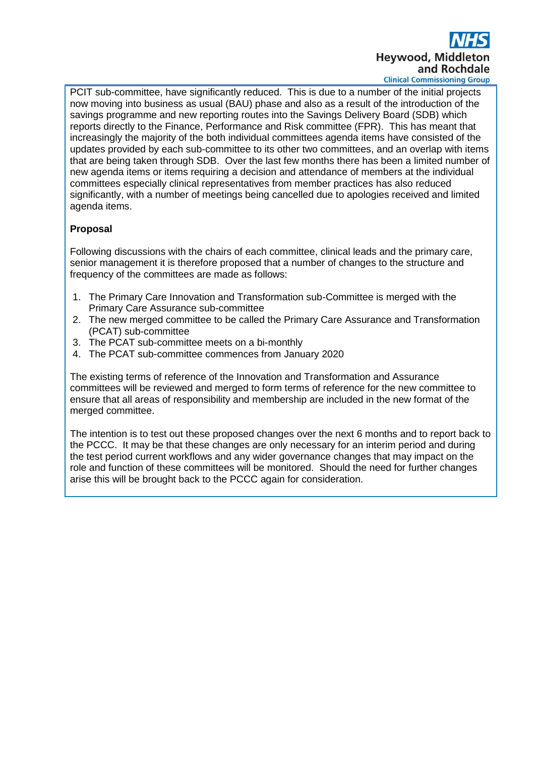PCIT sub-committee, have significantly reduced. This is due to a number of the initial projects now moving into business as usual (BAU) phase and also as a result of the introduction of the savings programme and new reporting routes into the Savings Delivery Board (SDB) which reports directly to the Finance, Performance and Risk committee (FPR). This has meant that increasingly the majority of the both individual committees agenda items have consisted of the updates provided by each sub-committee to its other two committees, and an overlap with items that are being taken through SDB. Over the last few months there has been a limited number of new agenda items or items requiring a decision and attendance of members at the individual committees especially clinical representatives from member practices has also reduced significantly, with a number of meetings being cancelled due to apologies received and limited agenda items.

**Proposal**

Following discussions with the chairs of each committee, clinical leads and the primary care, senior management it is therefore proposed that a number of changes to the structure and frequency of the committees are made as follows:

1. The Primary Care Innovation and Transformation sub-Committee is merged with the Primary Care Assurance sub-committee
2. The new merged committee to be called the Primary Care Assurance and Transformation (PCAT) sub-committee
3. The PCAT sub-committee meets on a bi-monthly
4. The PCAT sub-committee commences from January 2020

The existing terms of reference of the Innovation and Transformation and Assurance committees will be reviewed and merged to form terms of reference for the new committee to ensure that all areas of responsibility and membership are included in the new format of the merged committee.

The intention is to test out these proposed changes over the next 6 months and to report back to the PCCC. It may be that these changes are only necessary for an interim period and during the test period current workflows and any wider governance changes that may impact on the role and function of these committees will be monitored. Should the need for further changes arise this will be brought back to the PCCC again for consideration.